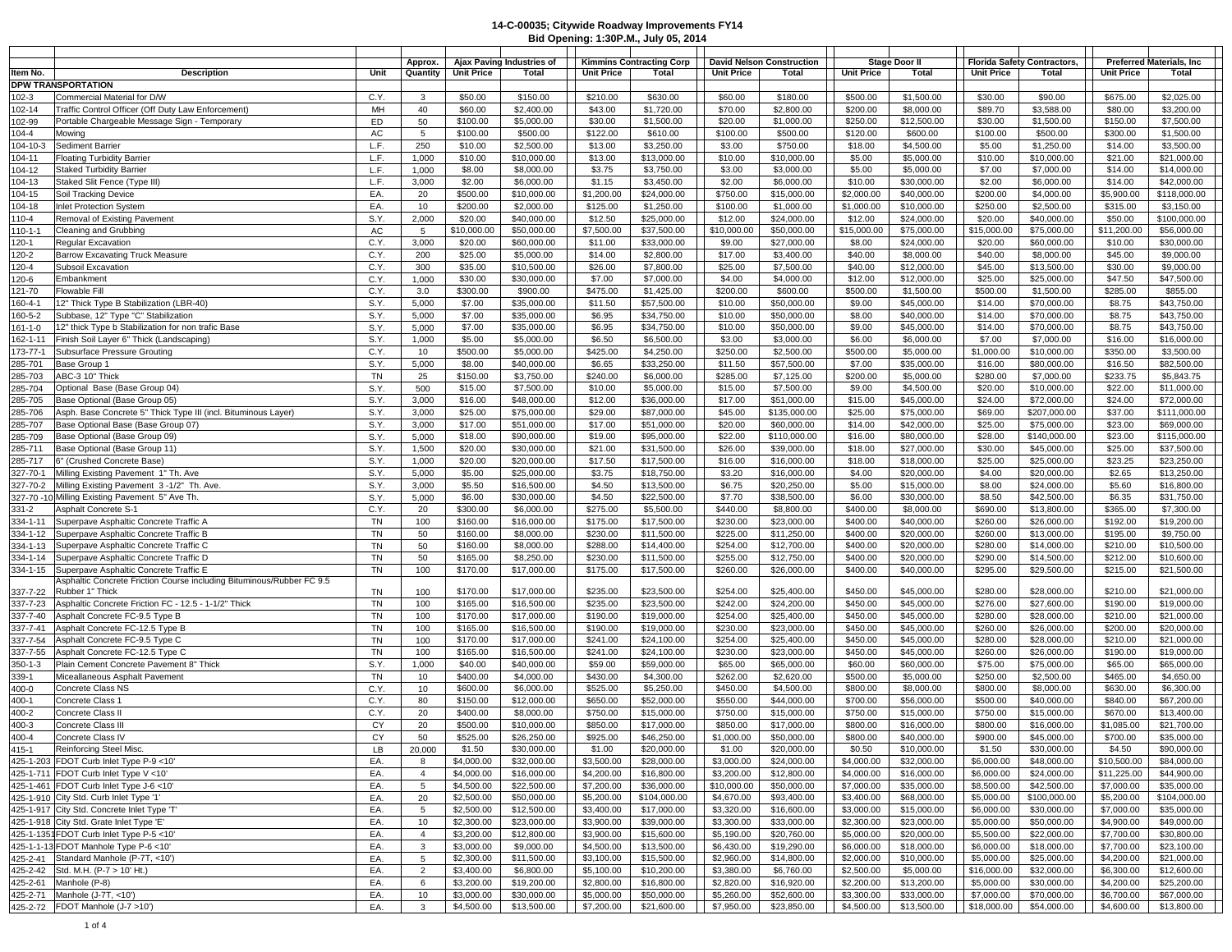**14-C-00035; Citywide Roadway Improvements FY14**
**Bid Opening: 1:30P.M., July 05, 2014**

| Item No. | Description | Unit | Approx. Quantity | Ajax Paving Industries of Unit Price | Ajax Paving Industries of Total | Kimmins Contracting Corp Unit Price | Kimmins Contracting Corp Total | David Nelson Construction Unit Price | David Nelson Construction Total | Stage Door II Unit Price | Stage Door II Total | Florida Safety Contractors, Unit Price | Florida Safety Contractors, Total | Preferred Materials, Inc Unit Price | Preferred Materials, Inc Total |
|---|---|---|---|---|---|---|---|---|---|---|---|---|---|---|---|
| **DPW TRANSPORTATION** | | | | | | | | | | | | | | | |
| 102-3 | Commercial Material for D/W | C.Y. | 3 | $50.00 | $150.00 | $210.00 | $630.00 | $60.00 | $180.00 | $500.00 | $1,500.00 | $30.00 | $90.00 | $675.00 | $2,025.00 |
| 102-14 | Traffic Control Officer (Off Duty Law Enforcement) | MH | 40 | $60.00 | $2,400.00 | $43.00 | $1,720.00 | $70.00 | $2,800.00 | $200.00 | $8,000.00 | $89.70 | $3,588.00 | $80.00 | $3,200.00 |
| 102-99 | Portable Chargeable Message Sign - Temporary | ED | 50 | $100.00 | $5,000.00 | $30.00 | $1,500.00 | $20.00 | $1,000.00 | $250.00 | $12,500.00 | $30.00 | $1,500.00 | $150.00 | $7,500.00 |
| 104-4 | Mowing | AC | 5 | $100.00 | $500.00 | $122.00 | $610.00 | $100.00 | $500.00 | $120.00 | $600.00 | $100.00 | $500.00 | $300.00 | $1,500.00 |
| 104-10-3 | Sediment Barrier | L.F. | 250 | $10.00 | $2,500.00 | $13.00 | $3,250.00 | $3.00 | $750.00 | $18.00 | $4,500.00 | $5.00 | $1,250.00 | $14.00 | $3,500.00 |
| 104-11 | Floating Turbidity Barrier | L.F. | 1,000 | $10.00 | $10,000.00 | $13.00 | $13,000.00 | $10.00 | $10,000.00 | $5.00 | $5,000.00 | $10.00 | $10,000.00 | $21.00 | $21,000.00 |
| 104-12 | Staked Turbidity Barrier | L.F. | 1,000 | $8.00 | $8,000.00 | $3.75 | $3,750.00 | $3.00 | $3,000.00 | $5.00 | $5,000.00 | $7.00 | $7,000.00 | $14.00 | $14,000.00 |
| 104-13 | Staked Slit Fence (Type III) | L.F. | 3,000 | $2.00 | $6,000.00 | $1.15 | $3,450.00 | $2.00 | $6,000.00 | $10.00 | $30,000.00 | $2.00 | $6,000.00 | $14.00 | $42,000.00 |
| 104-15 | Soil Tracking Device | EA. | 20 | $500.00 | $10,000.00 | $1,200.00 | $24,000.00 | $750.00 | $15,000.00 | $2,000.00 | $40,000.00 | $200.00 | $4,000.00 | $5,900.00 | $118,000.00 |
| 104-18 | Inlet Protection System | EA. | 10 | $200.00 | $2,000.00 | $125.00 | $1,250.00 | $100.00 | $1,000.00 | $1,000.00 | $10,000.00 | $250.00 | $2,500.00 | $315.00 | $3,150.00 |
| 110-4 | Removal of Existing Pavement | S.Y. | 2,000 | $20.00 | $40,000.00 | $12.50 | $25,000.00 | $12.00 | $24,000.00 | $12.00 | $24,000.00 | $20.00 | $40,000.00 | $50.00 | $100,000.00 |
| 110-1-1 | Cleaning and Grubbing | AC | 5 | $10,000.00 | $50,000.00 | $7,500.00 | $37,500.00 | $10,000.00 | $50,000.00 | $15,000.00 | $75,000.00 | $15,000.00 | $75,000.00 | $11,200.00 | $56,000.00 |
| 120-1 | Regular Excavation | C.Y. | 3,000 | $20.00 | $60,000.00 | $11.00 | $33,000.00 | $9.00 | $27,000.00 | $8.00 | $24,000.00 | $20.00 | $60,000.00 | $10.00 | $30,000.00 |
| 120-2 | Barrow Excavating Truck Measure | C.Y. | 200 | $25.00 | $5,000.00 | $14.00 | $2,800.00 | $17.00 | $3,400.00 | $40.00 | $8,000.00 | $40.00 | $8,000.00 | $45.00 | $9,000.00 |
| 120-4 | Subsoil Excavation | C.Y. | 300 | $35.00 | $10,500.00 | $26.00 | $7,800.00 | $25.00 | $7,500.00 | $40.00 | $12,000.00 | $45.00 | $13,500.00 | $30.00 | $9,000.00 |
| 120-6 | Embankment | C.Y. | 1,000 | $30.00 | $30,000.00 | $7.00 | $7,000.00 | $4.00 | $4,000.00 | $12.00 | $12,000.00 | $25.00 | $25,000.00 | $47.50 | $47,500.00 |
| 121-70 | Flowable Fill | C.Y. | 3.0 | $300.00 | $900.00 | $475.00 | $1,425.00 | $200.00 | $600.00 | $500.00 | $1,500.00 | $500.00 | $1,500.00 | $285.00 | $855.00 |
| 160-4-1 | 12" Thick Type B Stabilization (LBR-40) | S.Y. | 5,000 | $7.00 | $35,000.00 | $11.50 | $57,500.00 | $10.00 | $50,000.00 | $9.00 | $45,000.00 | $14.00 | $70,000.00 | $8.75 | $43,750.00 |
| 160-5-2 | Subbase, 12" Type "C" Stabilization | S.Y. | 5,000 | $7.00 | $35,000.00 | $6.95 | $34,750.00 | $10.00 | $50,000.00 | $8.00 | $40,000.00 | $14.00 | $70,000.00 | $8.75 | $43,750.00 |
| 161-1-0 | 12" thick Type b Stabilization for non trafic Base | S.Y. | 5,000 | $7.00 | $35,000.00 | $6.95 | $34,750.00 | $10.00 | $50,000.00 | $9.00 | $45,000.00 | $14.00 | $70,000.00 | $8.75 | $43,750.00 |
| 162-1-11 | Finish Soil Layer 6" Thick (Landscaping) | S.Y. | 1,000 | $5.00 | $5,000.00 | $6.50 | $6,500.00 | $3.00 | $3,000.00 | $6.00 | $6,000.00 | $7.00 | $7,000.00 | $16.00 | $16,000.00 |
| 173-77-1 | Subsurface Pressure Grouting | C.Y. | 10 | $500.00 | $5,000.00 | $425.00 | $4,250.00 | $250.00 | $2,500.00 | $500.00 | $5,000.00 | $1,000.00 | $10,000.00 | $350.00 | $3,500.00 |
| 285-701 | Base Group 1 | S.Y. | 5,000 | $8.00 | $40,000.00 | $6.65 | $33,250.00 | $11.50 | $57,500.00 | $7.00 | $35,000.00 | $16.00 | $80,000.00 | $16.50 | $82,500.00 |
| 285-703 | ABC-3 10" Thick | TN | 25 | $150.00 | $3,750.00 | $240.00 | $6,000.00 | $285.00 | $7,125.00 | $200.00 | $5,000.00 | $280.00 | $7,000.00 | $233.75 | $5,843.75 |
| 285-704 | Optional Base (Base Group 04) | S.Y. | 500 | $15.00 | $7,500.00 | $10.00 | $5,000.00 | $15.00 | $7,500.00 | $9.00 | $4,500.00 | $20.00 | $10,000.00 | $22.00 | $11,000.00 |
| 285-705 | Base Optional (Base Group 05) | S.Y. | 3,000 | $16.00 | $48,000.00 | $12.00 | $36,000.00 | $17.00 | $51,000.00 | $15.00 | $45,000.00 | $24.00 | $72,000.00 | $24.00 | $72,000.00 |
| 285-706 | Asph. Base Concrete 5" Thick Type III (incl. Bituminous Layer) | S.Y. | 3,000 | $25.00 | $75,000.00 | $29.00 | $87,000.00 | $45.00 | $135,000.00 | $25.00 | $75,000.00 | $69.00 | $207,000.00 | $37.00 | $111,000.00 |
| 285-707 | Base Optional Base (Base Group 07) | S.Y. | 3,000 | $17.00 | $51,000.00 | $17.00 | $51,000.00 | $20.00 | $60,000.00 | $14.00 | $42,000.00 | $25.00 | $75,000.00 | $23.00 | $69,000.00 |
| 285-709 | Base Optional Base (Base Group 09) | S.Y. | 5,000 | $18.00 | $90,000.00 | $19.00 | $95,000.00 | $22.00 | $110,000.00 | $16.00 | $80,000.00 | $28.00 | $140,000.00 | $23.00 | $115,000.00 |
| 285-711 | Base Optional Base (Base Group 11) | S.Y. | 1,500 | $20.00 | $30,000.00 | $21.00 | $31,500.00 | $26.00 | $39,000.00 | $18.00 | $27,000.00 | $30.00 | $45,000.00 | $25.00 | $37,500.00 |
| 285-717 | 6" (Crushed Concrete Base) | S.Y. | 1,000 | $20.00 | $20,000.00 | $17.50 | $17,500.00 | $16.00 | $16,000.00 | $18.00 | $18,000.00 | $25.00 | $25,000.00 | $23.25 | $23,250.00 |
| 327-70-1 | Milling Existing Pavement 1" Th. Ave | S.Y. | 5,000 | $5.00 | $25,000.00 | $3.75 | $18,750.00 | $3.20 | $16,000.00 | $4.00 | $20,000.00 | $4.00 | $20,000.00 | $2.65 | $13,250.00 |
| 327-70-2 | Milling Existing Pavement 3 -1/2" Th. Ave. | S.Y. | 3,000 | $5.50 | $16,500.00 | $4.50 | $13,500.00 | $6.75 | $20,250.00 | $5.00 | $15,000.00 | $8.00 | $24,000.00 | $5.60 | $16,800.00 |
| 327-70 -10 | Milling Existing Pavement 5" Ave Th. | S.Y. | 5,000 | $6.00 | $30,000.00 | $4.50 | $22,500.00 | $7.70 | $38,500.00 | $6.00 | $30,000.00 | $8.50 | $42,500.00 | $6.35 | $31,750.00 |
| 331-2 | Asphalt Concrete S-1 | C.Y. | 20 | $300.00 | $6,000.00 | $275.00 | $5,500.00 | $440.00 | $8,800.00 | $400.00 | $8,000.00 | $690.00 | $13,800.00 | $365.00 | $7,300.00 |
| 334-1-11 | Superpave Asphaltic Concrete Traffic A | TN | 100 | $160.00 | $16,000.00 | $175.00 | $17,500.00 | $230.00 | $23,000.00 | $400.00 | $40,000.00 | $260.00 | $26,000.00 | $192.00 | $19,200.00 |
| 334-1-12 | Superpave Asphaltic Concrete Traffic B | TN | 50 | $160.00 | $8,000.00 | $230.00 | $11,500.00 | $225.00 | $11,250.00 | $400.00 | $20,000.00 | $260.00 | $13,000.00 | $195.00 | $9,750.00 |
| 334-1-13 | Superpave Asphaltic Concrete Traffic C | TN | 50 | $160.00 | $8,000.00 | $288.00 | $14,400.00 | $254.00 | $12,700.00 | $400.00 | $20,000.00 | $280.00 | $14,000.00 | $210.00 | $10,500.00 |
| 334-1-14 | Superpave Asphaltic Concrete Traffic D | TN | 50 | $165.00 | $8,250.00 | $230.00 | $11,500.00 | $255.00 | $12,750.00 | $400.00 | $20,000.00 | $290.00 | $14,500.00 | $212.00 | $10,600.00 |
| 334-1-15 | Superpave Asphaltic Concrete Traffic E | TN | 100 | $170.00 | $17,000.00 | $175.00 | $17,500.00 | $260.00 | $26,000.00 | $400.00 | $40,000.00 | $295.00 | $29,500.00 | $215.00 | $21,500.00 |
| 337-7-22 | Asphaltic Concrete Friction Course including Bituminous/Rubber FC 9.5 Rubber 1" Thick | TN | 100 | $170.00 | $17,000.00 | $235.00 | $23,500.00 | $254.00 | $25,400.00 | $450.00 | $45,000.00 | $280.00 | $28,000.00 | $210.00 | $21,000.00 |
| 337-7-23 | Asphaltic Concrete Friction FC - 12.5 - 1-1/2" Thick | TN | 100 | $165.00 | $16,500.00 | $235.00 | $23,500.00 | $242.00 | $24,200.00 | $450.00 | $45,000.00 | $276.00 | $27,600.00 | $190.00 | $19,000.00 |
| 337-7-40 | Asphalt Concrete FC-9.5 Type B | TN | 100 | $170.00 | $17,000.00 | $190.00 | $19,000.00 | $254.00 | $25,400.00 | $450.00 | $45,000.00 | $280.00 | $28,000.00 | $210.00 | $21,000.00 |
| 337-7-41 | Asphalt Concrete FC-12.5 Type B | TN | 100 | $165.00 | $16,500.00 | $190.00 | $19,000.00 | $230.00 | $23,000.00 | $450.00 | $45,000.00 | $260.00 | $26,000.00 | $200.00 | $20,000.00 |
| 337-7-54 | Asphalt Concrete FC-9.5 Type C | TN | 100 | $170.00 | $17,000.00 | $241.00 | $24,100.00 | $254.00 | $25,400.00 | $450.00 | $45,000.00 | $280.00 | $28,000.00 | $210.00 | $21,000.00 |
| 337-7-55 | Asphalt Concrete FC-12.5 Type C | TN | 100 | $165.00 | $16,500.00 | $241.00 | $24,100.00 | $230.00 | $23,000.00 | $450.00 | $45,000.00 | $260.00 | $26,000.00 | $190.00 | $19,000.00 |
| 350-1-3 | Plain Cement Concrete Pavement 8" Thick | S.Y. | 1,000 | $40.00 | $40,000.00 | $59.00 | $59,000.00 | $65.00 | $65,000.00 | $60.00 | $60,000.00 | $75.00 | $75,000.00 | $65.00 | $65,000.00 |
| 339-1 | Miceallaneous Asphalt Pavement | TN | 10 | $400.00 | $4,000.00 | $430.00 | $4,300.00 | $262.00 | $2,620.00 | $500.00 | $5,000.00 | $250.00 | $2,500.00 | $465.00 | $4,650.00 |
| 400-0 | Concrete Class NS | C.Y. | 10 | $600.00 | $6,000.00 | $525.00 | $5,250.00 | $450.00 | $4,500.00 | $800.00 | $8,000.00 | $800.00 | $8,000.00 | $630.00 | $6,300.00 |
| 400-1 | Concrete Class 1 | C.Y. | 80 | $150.00 | $12,000.00 | $650.00 | $52,000.00 | $550.00 | $44,000.00 | $700.00 | $56,000.00 | $500.00 | $40,000.00 | $840.00 | $67,200.00 |
| 400-2 | Concrete Class II | C.Y. | 20 | $400.00 | $8,000.00 | $750.00 | $15,000.00 | $750.00 | $15,000.00 | $750.00 | $15,000.00 | $750.00 | $15,000.00 | $670.00 | $13,400.00 |
| 400-3 | Concrete Class III | CY | 20 | $500.00 | $10,000.00 | $850.00 | $17,000.00 | $850.00 | $17,000.00 | $800.00 | $16,000.00 | $800.00 | $16,000.00 | $1,085.00 | $21,700.00 |
| 400-4 | Concrete Class IV | CY | 50 | $525.00 | $26,250.00 | $925.00 | $46,250.00 | $1,000.00 | $50,000.00 | $800.00 | $40,000.00 | $900.00 | $45,000.00 | $700.00 | $35,000.00 |
| 415-1 | Reinforcing Steel Misc. | LB | 20,000 | $1.50 | $30,000.00 | $1.00 | $20,000.00 | $1.00 | $20,000.00 | $0.50 | $10,000.00 | $1.50 | $30,000.00 | $4.50 | $90,000.00 |
| 425-1-203 | FDOT Curb Inlet Type P-9 <10' | EA. | 8 | $4,000.00 | $32,000.00 | $3,500.00 | $28,000.00 | $3,000.00 | $24,000.00 | $4,000.00 | $32,000.00 | $6,000.00 | $48,000.00 | $10,500.00 | $84,000.00 |
| 425-1-711 | FDOT Curb Inlet Type V <10' | EA. | 4 | $4,000.00 | $16,000.00 | $4,200.00 | $16,800.00 | $3,200.00 | $12,800.00 | $4,000.00 | $16,000.00 | $6,000.00 | $24,000.00 | $11,225.00 | $44,900.00 |
| 425-1-461 | FDOT Curb Inlet Type J-6 <10' | EA. | 5 | $4,500.00 | $22,500.00 | $7,200.00 | $36,000.00 | $10,000.00 | $50,000.00 | $7,000.00 | $35,000.00 | $8,500.00 | $42,500.00 | $7,000.00 | $35,000.00 |
| 425-1-910 | City Std. Curb Inlet Type '1' | EA. | 20 | $2,500.00 | $50,000.00 | $5,200.00 | $104,000.00 | $4,670.00 | $93,400.00 | $3,400.00 | $68,000.00 | $5,000.00 | $100,000.00 | $5,200.00 | $104,000.00 |
| 425-1-917 | City Std. Concrete Inlet Type 'T' | EA. | 5 | $2,500.00 | $12,500.00 | $3,400.00 | $17,000.00 | $3,320.00 | $16,600.00 | $3,000.00 | $15,000.00 | $6,000.00 | $30,000.00 | $7,000.00 | $35,000.00 |
| 425-1-918 | City Std. Grate Inlet Type 'E' | EA. | 10 | $2,300.00 | $23,000.00 | $3,900.00 | $39,000.00 | $3,300.00 | $33,000.00 | $2,300.00 | $23,000.00 | $5,000.00 | $50,000.00 | $4,900.00 | $49,000.00 |
| 425-1-1351 | FDOT Curb Inlet Type P-5 <10' | EA. | 4 | $3,200.00 | $12,800.00 | $3,900.00 | $15,600.00 | $5,190.00 | $20,760.00 | $5,000.00 | $20,000.00 | $5,500.00 | $22,000.00 | $7,700.00 | $30,800.00 |
| 425-1-1-13 | FDOT Manhole Type P-6 <10' | EA. | 3 | $3,000.00 | $9,000.00 | $4,500.00 | $13,500.00 | $6,430.00 | $19,290.00 | $6,000.00 | $18,000.00 | $6,000.00 | $18,000.00 | $7,700.00 | $23,100.00 |
| 425-2-41 | Standard Manhole (P-7T, <10') | EA. | 5 | $2,300.00 | $11,500.00 | $3,100.00 | $15,500.00 | $2,960.00 | $14,800.00 | $2,000.00 | $10,000.00 | $5,000.00 | $25,000.00 | $4,200.00 | $21,000.00 |
| 425-2-42 | Std. M.H. (P-7 > 10' Ht.) | EA. | 2 | $3,400.00 | $6,800.00 | $5,100.00 | $10,200.00 | $3,380.00 | $6,760.00 | $2,500.00 | $5,000.00 | $16,000.00 | $32,000.00 | $6,300.00 | $12,600.00 |
| 425-2-61 | Manhole (P-8) | EA. | 6 | $3,200.00 | $19,200.00 | $2,800.00 | $16,800.00 | $2,820.00 | $16,920.00 | $2,200.00 | $13,200.00 | $5,000.00 | $30,000.00 | $4,200.00 | $25,200.00 |
| 425-2-71 | Manhole (J-7T, <10') | EA. | 10 | $3,000.00 | $30,000.00 | $5,000.00 | $50,000.00 | $5,260.00 | $52,600.00 | $3,300.00 | $33,000.00 | $7,000.00 | $70,000.00 | $6,700.00 | $67,000.00 |
| 425-2-72 | FDOT Manhole (J-7 >10') | EA. | 3 | $4,500.00 | $13,500.00 | $7,200.00 | $21,600.00 | $7,950.00 | $23,850.00 | $4,500.00 | $13,500.00 | $18,000.00 | $54,000.00 | $4,600.00 | $13,800.00 |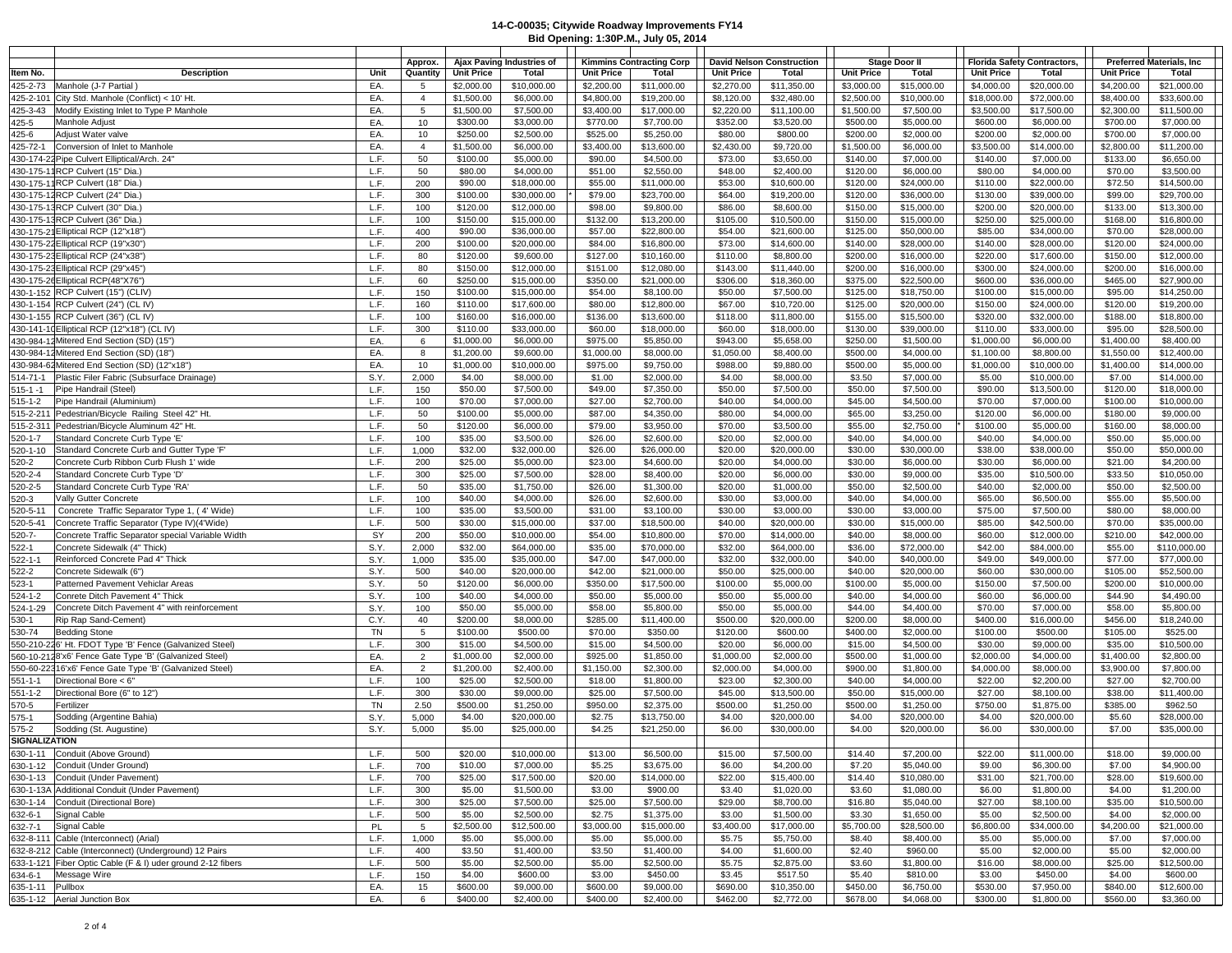**14-C-00035; Citywide Roadway Improvements FY14**
**Bid Opening: 1:30P.M., July 05, 2014**

| Item No. | Description | Unit | Approx. Quantity | Ajax Paving Industries of Unit Price | Total | Kimmins Contracting Corp Unit Price | Total | David Nelson Construction Unit Price | Total | Stage Door II Unit Price | Total | Florida Safety Contractors, Unit Price | Total | Preferred Materials, Inc Unit Price | Total |
|---|---|---|---|---|---|---|---|---|---|---|---|---|---|---|---|
| 425-2-73 | Manhole (J-7 Partial ) | EA. | 5 | $2,000.00 | $10,000.00 | $2,200.00 | $11,000.00 | $2,270.00 | $11,350.00 | $3,000.00 | $15,000.00 | $4,000.00 | $20,000.00 | $4,200.00 | $21,000.00 |
| 425-2-101 | City Std. Manhole (Conflict) < 10' Ht. | EA. | 4 | $1,500.00 | $6,000.00 | $4,800.00 | $19,200.00 | $8,120.00 | $32,480.00 | $2,500.00 | $10,000.00 | $18,000.00 | $72,000.00 | $8,400.00 | $33,600.00 |
| 425-3-43 | Modify Existing Inlet to Type P Manhole | EA. | 5 | $1,500.00 | $7,500.00 | $3,400.00 | $17,000.00 | $2,220.00 | $11,100.00 | $1,500.00 | $7,500.00 | $3,500.00 | $17,500.00 | $2,300.00 | $11,500.00 |
| 425-5 | Manhole Adjust | EA. | 10 | $300.00 | $3,000.00 | $770.00 | $7,700.00 | $352.00 | $3,520.00 | $500.00 | $5,000.00 | $600.00 | $6,000.00 | $700.00 | $7,000.00 |
| 425-6 | Adjust Water valve | EA. | 10 | $250.00 | $2,500.00 | $525.00 | $5,250.00 | $80.00 | $800.00 | $200.00 | $2,000.00 | $200.00 | $2,000.00 | $700.00 | $7,000.00 |
| 425-72-1 | Conversion of Inlet to Manhole | EA. | 4 | $1,500.00 | $6,000.00 | $3,400.00 | $13,600.00 | $2,430.00 | $9,720.00 | $1,500.00 | $6,000.00 | $3,500.00 | $14,000.00 | $2,800.00 | $11,200.00 |
| 430-174-22 | Pipe Culvert Elliptical/Arch. 24" | L.F. | 50 | $100.00 | $5,000.00 | $90.00 | $4,500.00 | $73.00 | $3,650.00 | $140.00 | $7,000.00 | $140.00 | $7,000.00 | $133.00 | $6,650.00 |
| 430-175-11 | RCP Culvert (15" Dia.) | L.F. | 50 | $80.00 | $4,000.00 | $51.00 | $2,550.00 | $48.00 | $2,400.00 | $120.00 | $6,000.00 | $80.00 | $4,000.00 | $70.00 | $3,500.00 |
| 430-175-11 | RCP Culvert (18" Dia.) | L.F. | 200 | $90.00 | $18,000.00 | $55.00 | $11,000.00 | $53.00 | $10,600.00 | $120.00 | $24,000.00 | $110.00 | $22,000.00 | $72.50 | $14,500.00 |
| 430-175-12 | RCP Culvert (24" Dia.) | L.F. | 300 | $100.00 | $30,000.00 | * $79.00 | $23,700.00 | $64.00 | $19,200.00 | $120.00 | $36,000.00 | $130.00 | $39,000.00 | $99.00 | $29,700.00 |
| 430-175-13 | RCP Culvert (30" Dia.) | L.F. | 100 | $120.00 | $12,000.00 | $98.00 | $9,800.00 | $86.00 | $8,600.00 | $150.00 | $15,000.00 | $200.00 | $20,000.00 | $133.00 | $13,300.00 |
| 430-175-13 | RCP Culvert (36" Dia.) | L.F. | 100 | $150.00 | $15,000.00 | $132.00 | $13,200.00 | $105.00 | $10,500.00 | $150.00 | $15,000.00 | $250.00 | $25,000.00 | $168.00 | $16,800.00 |
| 430-175-21 | Elliptical RCP (12"x18") | L.F. | 400 | $90.00 | $36,000.00 | $57.00 | $22,800.00 | $54.00 | $21,600.00 | $125.00 | $50,000.00 | $85.00 | $34,000.00 | $70.00 | $28,000.00 |
| 430-175-22 | Elliptical RCP (19"x30") | L.F. | 200 | $100.00 | $20,000.00 | $84.00 | $16,800.00 | $73.00 | $14,600.00 | $140.00 | $28,000.00 | $140.00 | $28,000.00 | $120.00 | $24,000.00 |
| 430-175-23 | Elliptical RCP (24"x38") | L.F. | 80 | $120.00 | $9,600.00 | $127.00 | $10,160.00 | $110.00 | $8,800.00 | $200.00 | $16,000.00 | $220.00 | $17,600.00 | $150.00 | $12,000.00 |
| 430-175-23 | Elliptical RCP (29"x45") | L.F. | 80 | $150.00 | $12,000.00 | $151.00 | $12,080.00 | $143.00 | $11,440.00 | $200.00 | $16,000.00 | $300.00 | $24,000.00 | $200.00 | $16,000.00 |
| 430-175-26 | Elliptical RCP(48"X76") | L.F. | 60 | $250.00 | $15,000.00 | $350.00 | $21,000.00 | $306.00 | $18,360.00 | $375.00 | $22,500.00 | $600.00 | $36,000.00 | $465.00 | $27,900.00 |
| 430-1-152 | RCP Culvert (15") (CLIV) | L.F. | 150 | $100.00 | $15,000.00 | $54.00 | $8,100.00 | $50.00 | $7,500.00 | $125.00 | $18,750.00 | $100.00 | $15,000.00 | $95.00 | $14,250.00 |
| 430-1-154 | RCP Culvert (24") (CL IV) | L.F. | 160 | $110.00 | $17,600.00 | $80.00 | $12,800.00 | $67.00 | $10,720.00 | $125.00 | $20,000.00 | $150.00 | $24,000.00 | $120.00 | $19,200.00 |
| 430-1-155 | RCP Culvert (36") (CL IV) | L.F. | 100 | $160.00 | $16,000.00 | $136.00 | $13,600.00 | $118.00 | $11,800.00 | $155.00 | $15,500.00 | $320.00 | $32,000.00 | $188.00 | $18,800.00 |
| 430-141-10 | Elliptical RCP (12"x18") (CL IV) | L.F. | 300 | $110.00 | $33,000.00 | $60.00 | $18,000.00 | $60.00 | $18,000.00 | $130.00 | $39,000.00 | $110.00 | $33,000.00 | $95.00 | $28,500.00 |
| 430-984-12 | Mitered End Section (SD) (15") | EA. | 6 | $1,000.00 | $6,000.00 | $975.00 | $5,850.00 | $943.00 | $5,658.00 | $250.00 | $1,500.00 | $1,000.00 | $6,000.00 | $1,400.00 | $8,400.00 |
| 430-984-12 | Mitered End Section (SD) (18") | EA. | 8 | $1,200.00 | $9,600.00 | $1,000.00 | $8,000.00 | $1,050.00 | $8,400.00 | $500.00 | $4,000.00 | $1,100.00 | $8,800.00 | $1,550.00 | $12,400.00 |
| 430-984-62 | Mitered End Section (SD) (12"x18") | EA. | 10 | $1,000.00 | $10,000.00 | $975.00 | $9,750.00 | $988.00 | $9,880.00 | $500.00 | $5,000.00 | $1,000.00 | $10,000.00 | $1,400.00 | $14,000.00 |
| 514-71-1 | Plastic Filer Fabric (Subsurface Drainage) | S.Y. | 2,000 | $4.00 | $8,000.00 | $1.00 | $2,000.00 | $4.00 | $8,000.00 | $3.50 | $7,000.00 | $5.00 | $10,000.00 | $7.00 | $14,000.00 |
| 515-1 -1 | Pipe Handrail (Steel) | L.F. | 150 | $50.00 | $7,500.00 | $49.00 | $7,350.00 | $50.00 | $7,500.00 | $50.00 | $7,500.00 | $90.00 | $13,500.00 | $120.00 | $18,000.00 |
| 515-1-2 | Pipe Handrail (Aluminium) | L.F. | 100 | $70.00 | $7,000.00 | $27.00 | $2,700.00 | $40.00 | $4,000.00 | $45.00 | $4,500.00 | $70.00 | $7,000.00 | $100.00 | $10,000.00 |
| 515-2-211 | Pedestrian/Bicycle Railing Steel 42" Ht. | L.F. | 50 | $100.00 | $5,000.00 | $87.00 | $4,350.00 | $80.00 | $4,000.00 | $65.00 | $3,250.00 | $120.00 | $6,000.00 | $180.00 | $9,000.00 |
| 515-2-311 | Pedestrian/Bicycle Aluminum 42" Ht. | L.F. | 50 | $120.00 | $6,000.00 | $79.00 | $3,950.00 | $70.00 | $3,500.00 | $55.00 | $2,750.00 | * $100.00 | $5,000.00 | $160.00 | $8,000.00 |
| 520-1-7 | Standard Concrete Curb Type 'E' | L.F. | 100 | $35.00 | $3,500.00 | $26.00 | $2,600.00 | $20.00 | $2,000.00 | $40.00 | $4,000.00 | $40.00 | $4,000.00 | $50.00 | $5,000.00 |
| 520-1-10 | Standard Concrete Curb and Gutter Type 'F' | L.F. | 1,000 | $32.00 | $32,000.00 | $26.00 | $26,000.00 | $20.00 | $20,000.00 | $30.00 | $30,000.00 | $38.00 | $38,000.00 | $50.00 | $50,000.00 |
| 520-2 | Concrete Curb Ribbon Curb Flush 1' wide | L.F. | 200 | $25.00 | $5,000.00 | $23.00 | $4,600.00 | $20.00 | $4,000.00 | $30.00 | $6,000.00 | $30.00 | $6,000.00 | $21.00 | $4,200.00 |
| 520-2-4 | Standard Concrete Curb Type 'D' | L.F. | 300 | $25.00 | $7,500.00 | $28.00 | $8,400.00 | $20.00 | $6,000.00 | $30.00 | $9,000.00 | $35.00 | $10,500.00 | $33.50 | $10,050.00 |
| 520-2-5 | Standard Concrete Curb Type 'RA' | L.F. | 50 | $35.00 | $1,750.00 | $26.00 | $1,300.00 | $20.00 | $1,000.00 | $50.00 | $2,500.00 | $40.00 | $2,000.00 | $50.00 | $2,500.00 |
| 520-3 | Vally Gutter Concrete | L.F. | 100 | $40.00 | $4,000.00 | $26.00 | $2,600.00 | $30.00 | $3,000.00 | $40.00 | $4,000.00 | $65.00 | $6,500.00 | $55.00 | $5,500.00 |
| 520-5-11 | Concrete Traffic Separator Type 1, ( 4' Wide) | L.F. | 100 | $35.00 | $3,500.00 | $31.00 | $3,100.00 | $30.00 | $3,000.00 | $30.00 | $3,000.00 | $75.00 | $7,500.00 | $80.00 | $8,000.00 |
| 520-5-41 | Concrete Traffic Separator (Type IV)(4'Wide) | L.F. | 500 | $30.00 | $15,000.00 | $37.00 | $18,500.00 | $40.00 | $20,000.00 | $30.00 | $15,000.00 | $85.00 | $42,500.00 | $70.00 | $35,000.00 |
| 520-7- | Concrete Traffic Separator special Variable Width | SY | 200 | $50.00 | $10,000.00 | $54.00 | $10,800.00 | $70.00 | $14,000.00 | $40.00 | $8,000.00 | $60.00 | $12,000.00 | $210.00 | $42,000.00 |
| 522-1 | Concrete Sidewalk (4" Thick) | S.Y. | 2,000 | $32.00 | $64,000.00 | $35.00 | $70,000.00 | $32.00 | $64,000.00 | $36.00 | $72,000.00 | $42.00 | $84,000.00 | $55.00 | $110,000.00 |
| 522-1-1 | Reinforced Concrete Pad 4" Thick | S.Y. | 1,000 | $35.00 | $35,000.00 | $47.00 | $47,000.00 | $32.00 | $32,000.00 | $40.00 | $40,000.00 | $49.00 | $49,000.00 | $77.00 | $77,000.00 |
| 522-2 | Concrete Sidewalk (6") | S.Y. | 500 | $40.00 | $20,000.00 | $42.00 | $21,000.00 | $50.00 | $25,000.00 | $40.00 | $20,000.00 | $60.00 | $30,000.00 | $105.00 | $52,500.00 |
| 523-1 | Patterned Pavement Vehiclar Areas | S.Y. | 50 | $120.00 | $6,000.00 | $350.00 | $17,500.00 | $100.00 | $5,000.00 | $100.00 | $5,000.00 | $150.00 | $7,500.00 | $200.00 | $10,000.00 |
| 524-1-2 | Conrete Ditch Pavement 4" Thick | S.Y. | 100 | $40.00 | $4,000.00 | $50.00 | $5,000.00 | $50.00 | $5,000.00 | $40.00 | $4,000.00 | $60.00 | $6,000.00 | $44.90 | $4,490.00 |
| 524-1-29 | Concrete Ditch Pavement 4" with reinforcement | S.Y. | 100 | $50.00 | $5,000.00 | $58.00 | $5,800.00 | $50.00 | $5,000.00 | $44.00 | $4,400.00 | $70.00 | $7,000.00 | $58.00 | $5,800.00 |
| 530-1 | Rip Rap Sand-Cement) | C.Y. | 40 | $200.00 | $8,000.00 | $285.00 | $11,400.00 | $500.00 | $20,000.00 | $200.00 | $8,000.00 | $400.00 | $16,000.00 | $456.00 | $18,240.00 |
| 530-74 | Bedding Stone | TN | 5 | $100.00 | $500.00 | $70.00 | $350.00 | $120.00 | $600.00 | $400.00 | $2,000.00 | $100.00 | $500.00 | $105.00 | $525.00 |
| 550-210-22 | 6' Ht. FDOT Type 'B' Fence (Galvanized Steel) | L.F. | 300 | $15.00 | $4,500.00 | $15.00 | $4,500.00 | $20.00 | $6,000.00 | $15.00 | $4,500.00 | $30.00 | $9,000.00 | $35.00 | $10,500.00 |
| 560-10-21 | 28'x6' Fence Gate Type 'B' (Galvanized Steel) | EA. | 2 | $1,000.00 | $2,000.00 | $925.00 | $1,850.00 | $1,000.00 | $2,000.00 | $500.00 | $1,000.00 | $2,000.00 | $4,000.00 | $1,400.00 | $2,800.00 |
| 550-60-23 | 16'x6' Fence Gate Type 'B' (Galvanized Steel) | EA. | 2 | $1,200.00 | $2,400.00 | $1,150.00 | $2,300.00 | $2,000.00 | $4,000.00 | $900.00 | $1,800.00 | $4,000.00 | $8,000.00 | $3,900.00 | $7,800.00 |
| 551-1-1 | Directional Bore < 6" | L.F. | 100 | $25.00 | $2,500.00 | $18.00 | $1,800.00 | $23.00 | $2,300.00 | $40.00 | $4,000.00 | $22.00 | $2,200.00 | $27.00 | $2,700.00 |
| 551-1-2 | Directional Bore (6" to 12") | L.F. | 300 | $30.00 | $9,000.00 | $25.00 | $7,500.00 | $45.00 | $13,500.00 | $50.00 | $15,000.00 | $27.00 | $8,100.00 | $38.00 | $11,400.00 |
| 570-5 | Fertilizer | TN | 2.50 | $500.00 | $1,250.00 | $950.00 | $2,375.00 | $500.00 | $1,250.00 | $500.00 | $1,250.00 | $750.00 | $1,875.00 | $385.00 | $962.50 |
| 575-1 | Sodding (Argentine Bahia) | S.Y. | 5,000 | $4.00 | $20,000.00 | $2.75 | $13,750.00 | $4.00 | $20,000.00 | $4.00 | $20,000.00 | $4.00 | $20,000.00 | $5.60 | $28,000.00 |
| 575-2 | Sodding (St. Augustine) | S.Y. | 5,000 | $5.00 | $25,000.00 | $4.25 | $21,250.00 | $6.00 | $30,000.00 | $4.00 | $20,000.00 | $6.00 | $30,000.00 | $7.00 | $35,000.00 |
| **SIGNALIZATION** | | | | | | | | | | | | | | | |
| 630-1-11 | Conduit (Above Ground) | L.F. | 500 | $20.00 | $10,000.00 | $13.00 | $6,500.00 | $15.00 | $7,500.00 | $14.40 | $7,200.00 | $22.00 | $11,000.00 | $18.00 | $9,000.00 |
| 630-1-12 | Conduit (Under Ground) | L.F. | 700 | $10.00 | $7,000.00 | $5.25 | $3,675.00 | $6.00 | $4,200.00 | $7.20 | $5,040.00 | $9.00 | $6,300.00 | $7.00 | $4,900.00 |
| 630-1-13 | Conduit (Under Pavement) | L.F. | 700 | $25.00 | $17,500.00 | $20.00 | $14,000.00 | $22.00 | $15,400.00 | $14.40 | $10,080.00 | $31.00 | $21,700.00 | $28.00 | $19,600.00 |
| 630-1-13A | Additional Conduit (Under Pavement) | L.F. | 300 | $5.00 | $1,500.00 | $3.00 | $900.00 | $3.40 | $1,020.00 | $3.60 | $1,080.00 | $6.00 | $1,800.00 | $4.00 | $1,200.00 |
| 630-1-14 | Conduit (Directional Bore) | L.F. | 300 | $25.00 | $7,500.00 | $25.00 | $7,500.00 | $29.00 | $8,700.00 | $16.80 | $5,040.00 | $27.00 | $8,100.00 | $35.00 | $10,500.00 |
| 632-6-1 | Signal Cable | L.F. | 500 | $5.00 | $2,500.00 | $2.75 | $1,375.00 | $3.00 | $1,500.00 | $3.30 | $1,650.00 | $5.00 | $2,500.00 | $4.00 | $2,000.00 |
| 632-7-1 | Signal Cable | PL | 5 | $2,500.00 | $12,500.00 | $3,000.00 | $15,000.00 | $3,400.00 | $17,000.00 | $5,700.00 | $28,500.00 | $6,800.00 | $34,000.00 | $4,200.00 | $21,000.00 |
| 632-8-111 | Cable (Interconnect) (Arial) | L.F. | 1,000 | $5.00 | $5,000.00 | $5.00 | $5,000.00 | $5.75 | $5,750.00 | $8.40 | $8,400.00 | $5.00 | $5,000.00 | $7.00 | $7,000.00 |
| 632-8-212 | Cable (Interconnect) (Underground) 12 Pairs | L.F. | 400 | $3.50 | $1,400.00 | $3.50 | $1,400.00 | $4.00 | $1,600.00 | $2.40 | $960.00 | $5.00 | $2,000.00 | $5.00 | $2,000.00 |
| 633-1-121 | Fiber Optic Cable (F & I) uder ground 2-12 fibers | L.F. | 500 | $5.00 | $2,500.00 | $5.00 | $2,500.00 | $5.75 | $2,875.00 | $3.60 | $1,800.00 | $16.00 | $8,000.00 | $25.00 | $12,500.00 |
| 634-6-1 | Message Wire | L.F. | 150 | $4.00 | $600.00 | $3.00 | $450.00 | $3.45 | $517.50 | $5.40 | $810.00 | $3.00 | $450.00 | $4.00 | $600.00 |
| 635-1-11 | Pullbox | EA. | 15 | $600.00 | $9,000.00 | $600.00 | $9,000.00 | $690.00 | $10,350.00 | $450.00 | $6,750.00 | $530.00 | $7,950.00 | $840.00 | $12,600.00 |
| 635-1-12 | Aerial Junction Box | EA. | 6 | $400.00 | $2,400.00 | $400.00 | $2,400.00 | $462.00 | $2,772.00 | $678.00 | $4,068.00 | $300.00 | $1,800.00 | $560.00 | $3,360.00 |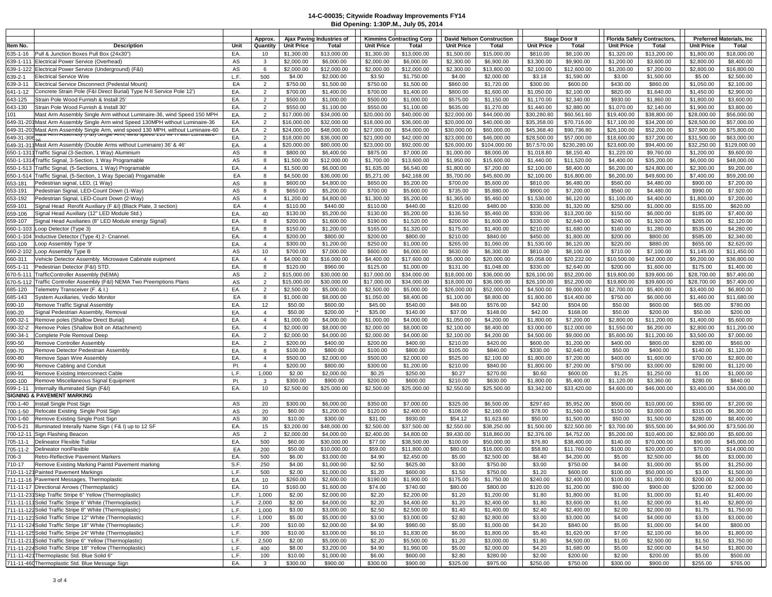**14-C-00035; Citywide Roadway Improvements FY14**
**Bid Opening: 1:30P.M., July 05, 2014**

| Item No. | Description | Unit | Approx. Quantity | Ajax Paving Industries of Unit Price | Ajax Paving Industries of Total | Kimmins Contracting Corp Unit Price | Kimmins Contracting Corp Total | David Nelson Construction Unit Price | David Nelson Construction Total | Stage Door II Unit Price | Stage Door II Total | Florida Safety Contractors, Unit Price | Florida Safety Contractors, Total | Preferred Materials, Inc Unit Price | Preferred Materials, Inc Total |
|---|---|---|---|---|---|---|---|---|---|---|---|---|---|---|---|
| 635-1-16 | Pull & Junction Boxes Pull Box (24x30") | EA. | 10 | $1,300.00 | $13,000.00 | $1,300.00 | $13,000.00 | $1,500.00 | $15,000.00 | $810.00 | $8,100.00 | $1,320.00 | $13,200.00 | $1,800.00 | $18,000.00 |
| 639-1-111 | Electrical Power Service (Overhead) | AS | 3 | $2,000.00 | $6,000.00 | $2,000.00 | $6,000.00 | $2,300.00 | $6,900.00 | $3,300.00 | $9,900.00 | $1,200.00 | $3,600.00 | $2,800.00 | $8,400.00 |
| 639-1-122 | Electrical Power Service (Underground) (F&I) | AS | 6 | $2,000.00 | $12,000.00 | $2,000.00 | $12,000.00 | $2,300.00 | $13,800.00 | $2,100.00 | $12,600.00 | $1,200.00 | $7,200.00 | $2,800.00 | $16,800.00 |
| 639-2-1 | Electrical Service Wire | L.F. | 500 | $4.00 | $2,000.00 | $3.50 | $1,750.00 | $4.00 | $2,000.00 | $3.18 | $1,590.00 | $3.00 | $1,500.00 | $5.00 | $2,500.00 |
| 639-3-11 | Electrical Service Disconnect (Pedestal Mount) | EA | 2 | $750.00 | $1,500.00 | $750.00 | $1,500.00 | $860.00 | $1,720.00 | $300.00 | $600.00 | $430.00 | $860.00 | $1,050.00 | $2,100.00 |
| 641-1-12 | Concrete Strain Pole (F&I Direct Burial) Type N-II Service Pole 12') | EA. | 2 | $700.00 | $1,400.00 | $700.00 | $1,400.00 | $800.00 | $1,600.00 | $1,050.00 | $2,100.00 | $820.00 | $1,640.00 | $1,450.00 | $2,900.00 |
| 643-125 | Strain Pole Wood Furnish & Install 25' | EA. | 2 | $500.00 | $1,000.00 | $500.00 | $1,000.00 | $575.00 | $1,150.00 | $1,170.00 | $2,340.00 | $930.00 | $1,860.00 | $1,800.00 | $3,600.00 |
| 643-130 | Strain Pole Wood Furnish & Install 30' | EA. | 2 | $550.00 | $1,100.00 | $550.00 | $1,100.00 | $635.00 | $1,270.00 | $1,440.00 | $2,880.00 | $1,070.00 | $2,140.00 | $1,900.00 | $3,800.00 |
| 101 | Mast Arm Assembly Single Arm without Luminaire-36, wind Speed 150 MPH | EA. | 2 | $17,000.00 | $34,000.00 | $20,000.00 | $40,000.00 | $22,000.00 | $44,000.00 | $30,280.80 | $60,561.60 | $19,400.00 | $38,800.00 | $28,000.00 | $56,000.00 |
| 649-31-201 | Mast Arm Assembly Single Arm wind Speed 130MPH without Luminaire-36 | EA. | 2 | $16,000.00 | $32,000.00 | $18,000.00 | $36,000.00 | $20,000.00 | $40,000.00 | $35,358.00 | $70,716.00 | $17,100.00 | $34,200.00 | $28,500.00 | $57,000.00 |
| 649-31-203 | Mast Arm Assembly Single Arm, wind speed 130 MPH, without Luminaire-60 | EA. | 2 | $24,000.00 | $48,000.00 | $27,000.00 | $54,000.00 | $30,000.00 | $60,000.00 | $45,368.40 | $90,736.80 | $26,100.00 | $52,200.00 | $37,900.00 | $75,800.00 |
| 649-31-306 | Mast Arm Assembly (F&I) Single Arm, wind speed 110 MPH with Luminaire-26 | EA. | 2 | $18,000.00 | $36,000.00 | $21,000.00 | $42,000.00 | $23,000.00 | $46,000.00 | $28,500.00 | $57,000.00 | $18,600.00 | $37,200.00 | $31,500.00 | $63,000.00 |
| 649-31-311 | Mast Arm Assembly (Double Arms without Luminaire) 36' & 46' | EA. | 4 | $20,000.00 | $80,000.00 | $23,000.00 | $92,000.00 | $26,000.00 | $104,000.00 | $57,570.00 | $230,280.00 | $23,600.00 | $94,400.00 | $32,250.00 | $129,000.00 |
| 650-1-1311 | Traffic Signal (3-Section, 1 Way) Aluminium | AS | 8 | $800.00 | $6,400.00 | $875.00 | $7,000.00 | $1,000.00 | $8,000.00 | $1,018.80 | $8,150.40 | $1,220.00 | $9,760.00 | $1,200.00 | $9,600.00 |
| 650-1-1314 | Traffic Signal, 3-Section, 1 Way Programable | AS | 8 | $1,500.00 | $12,000.00 | $1,700.00 | $13,600.00 | $1,950.00 | $15,600.00 | $1,440.00 | $11,520.00 | $4,400.00 | $35,200.00 | $6,000.00 | $48,000.00 |
| 650-1-513 | Traffic Signal, (5-Sections, 1 Way) Programable | EA. | 4 | $1,500.00 | $6,000.00 | $1,635.00 | $6,540.00 | $1,800.00 | $7,200.00 | $2,100.00 | $8,400.00 | $6,200.00 | $24,800.00 | $2,300.00 | $9,200.00 |
| 650-1-514 | Traffic Signal, (5-Section, 1 Way Special) Progamable | EA | 8 | $4,500.00 | $36,000.00 | $5,271.00 | $42,168.00 | $5,700.00 | $45,600.00 | $2,100.00 | $16,800.00 | $6,200.00 | $49,600.00 | $7,400.00 | $59,200.00 |
| 653-181 | Pedestrian signal, LED, (1 Way) | AS | 8 | $600.00 | $4,800.00 | $650.00 | $5,200.00 | $700.00 | $5,600.00 | $810.00 | $6,480.00 | $560.00 | $4,480.00 | $900.00 | $7,200.00 |
| 653-191 | Pedestrian Signal, LED-Count Down (1-Way) | AS | 8 | $650.00 | $5,200.00 | $700.00 | $5,600.00 | $735.00 | $5,880.00 | $900.00 | $7,200.00 | $560.00 | $4,480.00 | $990.00 | $7,920.00 |
| 653-192 | Pedestrian Signal, LED-Count Down (2-Way) | AS | 4 | $1,200.00 | $4,800.00 | $1,300.00 | $5,200.00 | $1,365.00 | $5,460.00 | $1,530.00 | $6,120.00 | $1,100.00 | $4,400.00 | $1,800.00 | $7,200.00 |
| 659-101 | Signal Head Rerofit Auxiliary (F &I) (Black Plate, 3 section) | EA | 4 | $110.00 | $440.00 | $110.00 | $440.00 | $120.00 | $480.00 | $330.00 | $1,320.00 | $250.00 | $1,000.00 | $155.00 | $620.00 |
| 659-106 | Signal Head Auxiliary (12" LED Module Std.) | EA. | 40 | $130.00 | $5,200.00 | $130.00 | $5,200.00 | $136.50 | $5,460.00 | $330.00 | $13,200.00 | $150.00 | $6,000.00 | $185.00 | $7,400.00 |
| 659-107 | Signal Head Auxiliaries (8" LED Module energy Signal) | EA. | 8 | $200.00 | $1,600.00 | $190.00 | $1,520.00 | $200.00 | $1,600.00 | $330.00 | $2,640.00 | $240.00 | $1,920.00 | $265.00 | $2,120.00 |
| 660-1-103 | Loop Detector (Type 3) | EA. | 8 | $150.00 | $1,200.00 | $165.00 | $1,320.00 | $175.00 | $1,400.00 | $210.00 | $1,680.00 | $160.00 | $1,280.00 | $535.00 | $4,280.00 |
| 660-1-104 | Inductive Detector (Type 4) 2- Cnannel. | EA. | 4 | $200.00 | $800.00 | $200.00 | $800.00 | $210.00 | $840.00 | $450.00 | $1,800.00 | $200.00 | $800.00 | $585.00 | $2,340.00 |
| 660-109 | Loop Assembly Type '9' | EA. | 4 | $300.00 | $1,200.00 | $250.00 | $1,000.00 | $265.00 | $1,060.00 | $1,530.00 | $6,120.00 | $220.00 | $880.00 | $655.00 | $2,620.00 |
| 660-2-102 | Loop Assembly Type B | AS | 10 | $700.00 | $7,000.00 | $600.00 | $6,000.00 | $630.00 | $6,300.00 | $810.00 | $8,100.00 | $710.00 | $7,100.00 | $1,145.00 | $11,450.00 |
| 660-311 | Vehicle Detector Assembly. Microwave Cabinate euipment | EA. | 4 | $4,000.00 | $16,000.00 | $4,400.00 | $17,600.00 | $5,000.00 | $20,000.00 | $5,058.00 | $20,232.00 | $10,500.00 | $42,000.00 | $9,200.00 | $36,800.00 |
| 665-1-11 | Pedestrian Detector (F&I) STD. | EA. | 8 | $120.00 | $960.00 | $125.00 | $1,000.00 | $131.00 | $1,048.00 | $330.00 | $2,640.00 | $200.00 | $1,600.00 | $175.00 | $1,400.00 |
| 670-5-111 | TrafficController Assembly (NEMA) | AS | 2 | $15,000.00 | $30,000.00 | $17,000.00 | $34,000.00 | $18,000.00 | $36,000.00 | $26,100.00 | $52,200.00 | $19,800.00 | $39,600.00 | $28,700.00 | $57,400.00 |
| 670-5-112 | Traffic Controller Assembly (F&I) NEMA Two Preemptions Plans | AS | 2 | $15,000.00 | $30,000.00 | $17,000.00 | $34,000.00 | $18,000.00 | $36,000.00 | $26,100.00 | $52,200.00 | $19,800.00 | $39,600.00 | $28,700.00 | $57,400.00 |
| 685-120 | Telemetry Transceiver (F. & I.) | EA. | 2 | $2,500.00 | $5,000.00 | $2,500.00 | $5,000.00 | $26,000.00 | $52,000.00 | $4,500.00 | $9,000.00 | $2,700.00 | $5,400.00 | $3,400.00 | $6,800.00 |
| 685-143 | System Auxiliaries, Vedio Monitor | EA | 8 | $1,000.00 | $8,000.00 | $1,050.00 | $8,400.00 | $1,100.00 | $8,800.00 | $1,800.00 | $14,400.00 | $750.00 | $6,000.00 | $1,460.00 | $11,680.00 |
| 690-10 | Remove Traffic Signal Assembly | EA. | 12 | $50.00 | $600.00 | $45.00 | $540.00 | $48.00 | $576.00 | $42.00 | $504.00 | $50.00 | $600.00 | $65.00 | $780.00 |
| 690-20 | Signal Pedestrian Assembly, Removal | EA. | 4 | $50.00 | $200.00 | * $35.00 | $140.00 | $37.00 | $148.00 | $42.00 | $168.00 | $50.00 | $200.00 | $50.00 | $200.00 |
| 690-32-1 | Remove poles (Shallow Direct Burial) | EA. | 4 | $1,000.00 | $4,000.00 | $1,000.00 | $4,000.00 | $1,050.00 | $4,200.00 | $1,800.00 | $7,200.00 | $2,800.00 | $11,200.00 | $1,400.00 | $5,600.00 |
| 690-32-2 | Remove Poles (Shallow Bolt on Attachment) | EA. | 4 | $2,000.00 | $8,000.00 | $2,000.00 | $8,000.00 | $2,100.00 | $8,400.00 | $3,000.00 | $12,000.00 | $1,550.00 | $6,200.00 | $2,800.00 | $11,200.00 |
| 690-34-1 | Complete Pole Removal Deep | EA. | 2 | $2,000.00 | $4,000.00 | $2,000.00 | $4,000.00 | $2,100.00 | $4,200.00 | $4,500.00 | $9,000.00 | $5,600.00 | $11,200.00 | $3,500.00 | $7,000.00 |
| 690-50 | Remove Controller Assembly | EA. | 2 | $200.00 | $400.00 | $200.00 | $400.00 | $210.00 | $420.00 | $600.00 | $1,200.00 | $400.00 | $800.00 | $280.00 | $560.00 |
| 690-70 | Remove Detector Pedestrian Assembly | EA. | 8 | $100.00 | $800.00 | $100.00 | $800.00 | $105.00 | $840.00 | $330.00 | $2,640.00 | $50.00 | $400.00 | $140.00 | $1,120.00 |
| 690-80 | Remove Span Wire Assembly | EA. | 4 | $500.00 | $2,000.00 | $500.00 | $2,000.00 | $525.00 | $2,100.00 | $1,800.00 | $7,200.00 | $400.00 | $1,600.00 | $700.00 | $2,800.00 |
| 690-90 | Remove Cabling and Conduit | PI. | 4 | $200.00 | $800.00 | $300.00 | $1,200.00 | $210.00 | $840.00 | $1,800.00 | $7,200.00 | $750.00 | $3,000.00 | $280.00 | $1,120.00 |
| 690-91 | Remove Existing Interconnect Cable | L.F. | 1,000 | $2.00 | $2,000.00 | $0.25 | $250.00 | $0.27 | $270.00 | $0.60 | $600.00 | $1.25 | $1,250.00 | $1.00 | $1,000.00 |
| 690-100 | Remove Miscellaneous Signal Equipment | PI. | 3 | $300.00 | $900.00 | $200.00 | $600.00 | $210.00 | $630.00 | $1,800.00 | $5,400.00 | $1,120.00 | $3,360.00 | $280.00 | $840.00 |
| 699-1-11 | Internally Illuminated Sign (F&I) | EA. | 10 | $2,500.00 | $25,000.00 | $2,500.00 | $25,000.00 | $2,550.00 | $25,500.00 | $3,342.00 | $33,420.00 | $4,600.00 | $46,000.00 | $3,400.00 | $34,000.00 |
| **SIGNING & PAVEMENT MARKING** | | | | | | | | | | | | | | | |
| 700-1-40 | Install Single Post Sign | AS | 20 | $300.00 | $6,000.00 | $350.00 | $7,000.00 | $325.00 | $6,500.00 | $297.60 | $5,952.00 | $500.00 | $10,000.00 | $360.00 | $7,200.00 |
| 700-1-50 | Relocate Existing Single Post Sign | AS | 20 | $60.00 | $1,200.00 | $120.00 | $2,400.00 | $108.00 | $2,160.00 | $78.00 | $1,560.00 | $150.00 | $3,000.00 | $315.00 | $6,300.00 |
| 700-1-60 | Remove Existing Single Post Sign | AS | 30 | $10.00 | $300.00 | $31.00 | $930.00 | $54.12 | $1,623.60 | $50.00 | $1,500.00 | $50.00 | $1,500.00 | $280.00 | $8,400.00 |
| 700-5-21 | Illuminated Interally Name Sign ( F& I) up to 12 SF | EA. | 15 | $3,200.00 | $48,000.00 | $2,500.00 | $37,500.00 | $2,550.00 | $38,250.00 | $1,500.00 | $22,500.00 | * $3,700.00 | $55,500.00 | $4,900.00 | $73,500.00 |
| 700-12-11 | Sign Flashing Beacon | AS | 2 | $2,000.00 | $4,000.00 | $2,400.00 | $4,800.00 | $9,430.00 | $18,860.00 | $2,376.00 | $4,752.00 | $5,200.00 | $10,400.00 | $2,800.00 | $5,600.00 |
| 705-11-1 | Delineator Flexible Tublar | EA. | 500 | $60.00 | $30,000.00 | $77.00 | $38,500.00 | $100.00 | $50,000.00 | $76.80 | $38,400.00 | $140.00 | $70,000.00 | $90.00 | $45,000.00 |
| 705-11-2 | Delineator nonFlexible | EA | 200 | $50.00 | $10,000.00 | $59.00 | $11,800.00 | $80.00 | $16,000.00 | $58.80 | $11,760.00 | $100.00 | $20,000.00 | $70.00 | $14,000.00 |
| 706-3 | Retro-Reflective Pavement Markers | EA. | 500 | $6.00 | $3,000.00 | $4.90 | $2,450.00 | $5.00 | $2,500.00 | $8.40 | $4,200.00 | $5.00 | $2,500.00 | $6.00 | $3,000.00 |
| 710-17 | Remove Existing Marking Paintd Pavement marking | S.F. | 250 | $4.00 | $1,000.00 | $2.50 | $625.00 | $3.00 | $750.00 | $3.00 | $750.00 | $4.00 | $1,000.00 | $5.00 | $1,250.00 |
| 710-11-121 | Painted Pavement Markings | L.F. | 500 | $2.00 | $1,000.00 | $1.20 | $600.00 | $1.50 | $750.00 | $1.20 | $600.00 | $100.00 | $50,000.00 | $3.00 | $1,500.00 |
| 711-11-16 | Pavement Messages, Thermoplastic | EA. | 10 | $260.00 | $2,600.00 | $190.00 | $1,900.00 | $175.00 | $1,750.00 | $240.00 | $2,400.00 | $100.00 | $1,000.00 | $200.00 | $2,000.00 |
| 711-11-17 | Directional Arrows (Thermoplastic) | EA. | 10 | $160.00 | $1,600.00 | $74.00 | $740.00 | $80.00 | $800.00 | $120.00 | $1,200.00 | $90.00 | $900.00 | $200.00 | $2,000.00 |
| 711-11-231 | Skip Traffic Stripe 6" Yellow (Thermoplastic) | L.F. | 1,000 | $2.00 | $2,000.00 | $2.20 | $2,200.00 | $1.20 | $1,200.00 | $1.80 | $1,800.00 | $1.00 | $1,000.00 | $1.40 | $1,400.00 |
| 711-11-111 | Solid Traffic Stripe 6" White (Thermoplastic) | L.F. | 2,000 | $2.00 | $4,000.00 | $2.20 | $4,400.00 | $1.20 | $2,400.00 | $1.80 | $3,600.00 | $1.00 | $2,000.00 | $1.40 | $2,800.00 |
| 711-11-122 | Solid Traffic Stripe 8" White (Thermoplastic) | L.F. | 1,000 | $3.00 | $3,000.00 | $2.50 | $2,500.00 | $1.40 | $1,400.00 | $2.40 | $2,400.00 | $2.00 | $2,000.00 | $1.75 | $1,750.00 |
| 711-11-123 | Solid Traffic Stripe 12" White (Thermoplastic) | L.F. | 1,000 | $5.00 | $5,000.00 | $3.00 | $3,000.00 | $2.80 | $2,800.00 | $3.00 | $3,000.00 | $4.00 | $4,000.00 | $3.00 | $3,000.00 |
| 711-11-124 | Solid Traffic Stripe 18" White (Thermoplastic) | L.F. | 200 | $10.00 | $2,000.00 | $4.90 | $980.00 | $5.00 | $1,000.00 | $4.20 | $840.00 | $5.00 | $1,000.00 | $4.00 | $800.00 |
| 711-11-125 | Solid Traffic Stripe 24" White (Thermoplastic) | L.F. | 300 | $10.00 | $3,000.00 | $6.10 | $1,830.00 | $6.00 | $1,800.00 | $5.40 | $1,620.00 | $7.00 | $2,100.00 | $6.00 | $1,800.00 |
| 711-11-211 | Solid Traffic Stripe 6" Yellow (Thermoplastic) | L.F. | 2,500 | $2.00 | $5,000.00 | $2.20 | $5,500.00 | $1.20 | $3,000.00 | $1.80 | $4,500.00 | $1.00 | $2,500.00 | $1.50 | $3,750.00 |
| 711-11-224 | Solid Traffic Stripe 18" Yellow (Thermoplastic) | L.F. | 400 | $8.00 | $3,200.00 | $4.90 | $1,960.00 | $5.00 | $2,000.00 | $4.20 | $1,680.00 | $5.00 | $2,000.00 | $4.50 | $1,800.00 |
| 711-11-421 | Thermoplastic Std. Blue Solid 6" | L.F. | 100 | $10.00 | $1,000.00 | $6.00 | $600.00 | $2.80 | $280.00 | $2.00 | $200.00 | $2.00 | $200.00 | $5.00 | $500.00 |
| 711-11-460 | Thermoplastic Std. Blue Message Sign | EA. | 3 | $300.00 | $900.00 | $300.00 | $900.00 | $325.00 | $975.00 | $250.00 | $750.00 | $300.00 | $900.00 | $255.00 | $765.00 |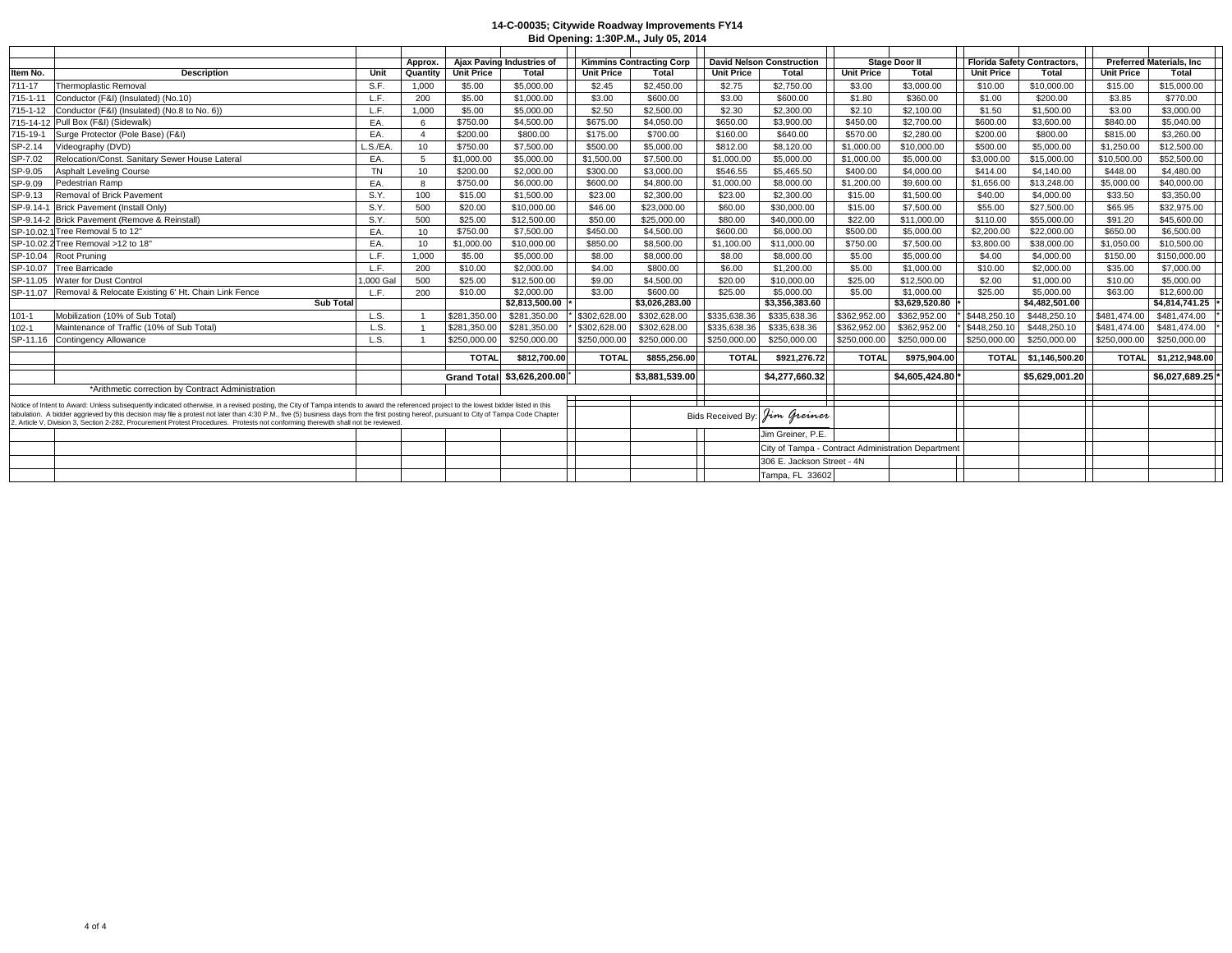**14-C-00035; Citywide Roadway Improvements FY14**
**Bid Opening: 1:30P.M., July 05, 2014**

| | | | Approx. | Ajax Paving Industries of | | Kimmins Contracting Corp | | David Nelson Construction | | Stage Door II | | Florida Safety Contractors, | | Preferred Materials, Inc | |
|---|---|---|---|---|---|---|---|---|---|---|---|---|---|---|---|
| **Item No.** | **Description** | **Unit** | **Quantity** | **Unit Price** | **Total** | **Unit Price** | **Total** | **Unit Price** | **Total** | **Unit Price** | **Total** | **Unit Price** | **Total** | **Unit Price** | **Total** |
| 711-17 | Thermoplastic Removal | S.F. | 1,000 | $5.00 | $5,000.00 | $2.45 | $2,450.00 | $2.75 | $2,750.00 | $3.00 | $3,000.00 | $10.00 | $10,000.00 | $15.00 | $15,000.00 |
| 715-1-11 | Conductor (F&I) (Insulated) (No.10) | L.F. | 200 | $5.00 | $1,000.00 | $3.00 | $600.00 | $3.00 | $600.00 | $1.80 | $360.00 | $1.00 | $200.00 | $3.85 | $770.00 |
| 715-1-12 | Conductor (F&I) (Insulated) (No.8 to No. 6)) | L.F. | 1,000 | $5.00 | $5,000.00 | $2.50 | $2,500.00 | $2.30 | $2,300.00 | $2.10 | $2,100.00 | $1.50 | $1,500.00 | $3.00 | $3,000.00 |
| 715-14-12 | Pull Box (F&I) (Sidewalk) | EA. | 6 | $750.00 | $4,500.00 | $675.00 | $4,050.00 | $650.00 | $3,900.00 | $450.00 | $2,700.00 | $600.00 | $3,600.00 | $840.00 | $5,040.00 |
| 715-19-1 | Surge Protector (Pole Base) (F&I) | EA. | 4 | $200.00 | $800.00 | $175.00 | $700.00 | $160.00 | $640.00 | $570.00 | $2,280.00 | $200.00 | $800.00 | $815.00 | $3,260.00 |
| SP-2.14 | Videography (DVD) | L.S./EA. | 10 | $750.00 | $7,500.00 | $500.00 | $5,000.00 | $812.00 | $8,120.00 | $1,000.00 | $10,000.00 | $500.00 | $5,000.00 | $1,250.00 | $12,500.00 |
| SP-7.02 | Relocation/Const. Sanitary Sewer House Lateral | EA. | 5 | $1,000.00 | $5,000.00 | $1,500.00 | $7,500.00 | $1,000.00 | $5,000.00 | $1,000.00 | $5,000.00 | $3,000.00 | $15,000.00 | $10,500.00 | $52,500.00 |
| SP-9.05 | Asphalt Leveling Course | TN | 10 | $200.00 | $2,000.00 | $300.00 | $3,000.00 | $546.55 | $5,465.50 | $400.00 | $4,000.00 | $414.00 | $4,140.00 | $448.00 | $4,480.00 |
| SP-9.09 | Pedestrian Ramp | EA. | 8 | $750.00 | $6,000.00 | $600.00 | $4,800.00 | $1,000.00 | $8,000.00 | $1,200.00 | $9,600.00 | $1,656.00 | $13,248.00 | $5,000.00 | $40,000.00 |
| SP-9.13 | Removal of Brick Pavement | S.Y. | 100 | $15.00 | $1,500.00 | $23.00 | $2,300.00 | $23.00 | $2,300.00 | $15.00 | $1,500.00 | $40.00 | $4,000.00 | $33.50 | $3,350.00 |
| SP-9.14-1 | Brick Pavement (Install Only) | S.Y. | 500 | $20.00 | $10,000.00 | $46.00 | $23,000.00 | $60.00 | $30,000.00 | $15.00 | $7,500.00 | $55.00 | $27,500.00 | $65.95 | $32,975.00 |
| SP-9.14-2 | Brick Pavement (Remove & Reinstall) | S.Y. | 500 | $25.00 | $12,500.00 | $50.00 | $25,000.00 | $80.00 | $40,000.00 | $22.00 | $11,000.00 | $110.00 | $55,000.00 | $91.20 | $45,600.00 |
| SP-10.02.1 | Tree Removal 5 to 12" | EA. | 10 | $750.00 | $7,500.00 | $450.00 | $4,500.00 | $600.00 | $6,000.00 | $500.00 | $5,000.00 | $2,200.00 | $22,000.00 | $650.00 | $6,500.00 |
| SP-10.02.2 | Tree Removal >12 to 18" | EA. | 10 | $1,000.00 | $10,000.00 | $850.00 | $8,500.00 | $1,100.00 | $11,000.00 | $750.00 | $7,500.00 | $3,800.00 | $38,000.00 | $1,050.00 | $10,500.00 |
| SP-10.04 | Root Pruning | L.F. | 1,000 | $5.00 | $5,000.00 | $8.00 | $8,000.00 | $8.00 | $8,000.00 | $5.00 | $5,000.00 | $4.00 | $4,000.00 | $150.00 | $150,000.00 |
| SP-10.07 | Tree Barricade | L.F. | 200 | $10.00 | $2,000.00 | $4.00 | $800.00 | $6.00 | $1,200.00 | $5.00 | $1,000.00 | $10.00 | $2,000.00 | $35.00 | $7,000.00 |
| SP-11.05 | Water for Dust Control | 1,000 Gal | 500 | $25.00 | $12,500.00 | $9.00 | $4,500.00 | $20.00 | $10,000.00 | $25.00 | $12,500.00 | $2.00 | $1,000.00 | $10.00 | $5,000.00 |
| SP-11.07 | Removal & Relocate Existing 6' Ht. Chain Link Fence | L.F. | 200 | $10.00 | $2,000.00 | $3.00 | $600.00 | $25.00 | $5,000.00 | $5.00 | $1,000.00 | $25.00 | $5,000.00 | $63.00 | $12,600.00 |
| | **Sub Total** | | | | **$2,813,500.00** * | | **$3,026,283.00** | | **$3,356,383.60** | | **$3,629,520.80** * | | **$4,482,501.00** | | **$4,814,741.25** * |
| 101-1 | Mobilization (10% of Sub Total) | L.S. | 1 | $281,350.00 | $281,350.00 * | $302,628.00 | $302,628.00 | $335,638.36 | $335,638.36 | $362,952.00 | $362,952.00 * | $448,250.10 | $448,250.10 | $481,474.00 | $481,474.00 * |
| 102-1 | Maintenance of Traffic (10% of Sub Total) | L.S. | 1 | $281,350.00 | $281,350.00 * | $302,628.00 | $302,628.00 | $335,638.36 | $335,638.36 | $362,952.00 | $362,952.00 * | $448,250.10 | $448,250.10 | $481,474.00 | $481,474.00 * |
| SP-11.16 | Contingency Allowance | L.S. | 1 | $250,000.00 | $250,000.00 | $250,000.00 | $250,000.00 | $250,000.00 | $250,000.00 | $250,000.00 | $250,000.00 | $250,000.00 | $250,000.00 | $250,000.00 | $250,000.00 |
| | | | | **TOTAL** | **$812,700.00** | **TOTAL** | **$855,256.00** | **TOTAL** | **$921,276.72** | **TOTAL** | **$975,904.00** | **TOTAL** | **$1,146,500.20** | **TOTAL** | **$1,212,948.00** |
| | | | | **Grand Total** | **$3,626,200.00** * | | **$3,881,539.00** | | **$4,277,660.32** | | **$4,605,424.80** * | | **$5,629,001.20** | | **$6,027,689.25** * |

*Arithmetic correction by Contract Administration

Notice of Intent to Award: Unless subsequently indicated otherwise, in a revised posting, the City of Tampa intends to award the referenced project to the lowest bidder listed in this tabulation. A bidder aggrieved by this decision may file a protest not later than 4:30 P.M., five (5) business days from the first posting hereof, pursuant to City of Tampa Code Chapter 2, Article V, Division 3, Section 2-282, Procurement Protest Procedures. Protests not conforming therewith shall not be reviewed.

Bids Received By: *Jim Greiner*

Jim Greiner, P.E.
City of Tampa - Contract Administration Department
306 E. Jackson Street - 4N
Tampa, FL 33602